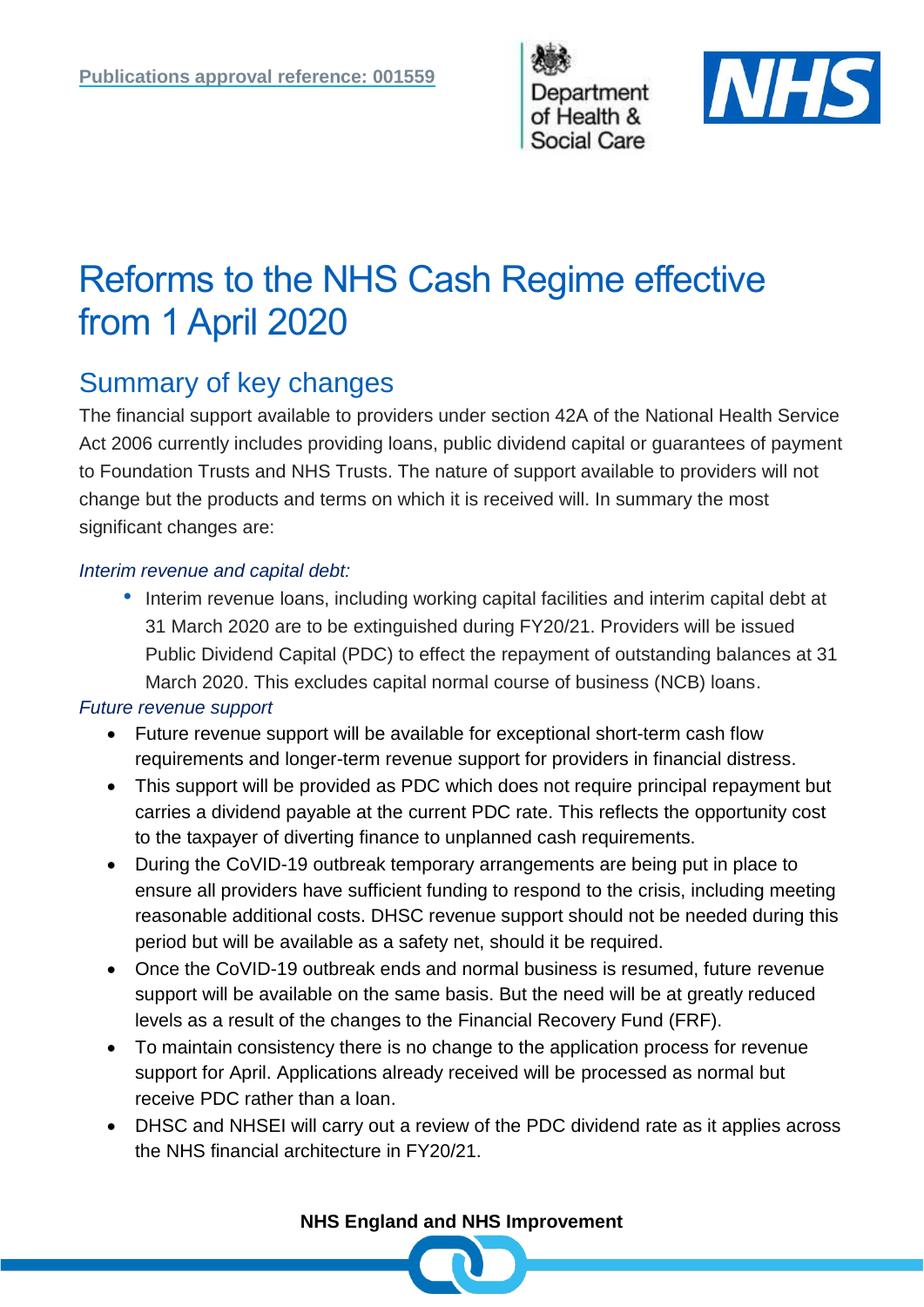Publications approval reference: 001559

# Reforms to the NHS Cash Regime effective from 1 April 2020

## Summary of key changes

The financial support available to providers under section 42A of the National Health Service Act 2006 currently includes providing loans, public dividend capital or guarantees of payment to Foundation Trusts and NHS Trusts. The nature of support available to providers will not change but the products and terms on which it is received will. In summary the most significant changes are:

*Interim revenue and capital debt:*

- Interim revenue loans, including working capital facilities and interim capital debt at 31 March 2020 are to be extinguished during FY20/21. Providers will be issued Public Dividend Capital (PDC) to effect the repayment of outstanding balances at 31 March 2020. This excludes capital normal course of business (NCB) loans.

*Future revenue support*

- Future revenue support will be available for exceptional short-term cash flow requirements and longer-term revenue support for providers in financial distress.
- This support will be provided as PDC which does not require principal repayment but carries a dividend payable at the current PDC rate. This reflects the opportunity cost to the taxpayer of diverting finance to unplanned cash requirements.
- During the CoVID-19 outbreak temporary arrangements are being put in place to ensure all providers have sufficient funding to respond to the crisis, including meeting reasonable additional costs. DHSC revenue support should not be needed during this period but will be available as a safety net, should it be required.
- Once the CoVID-19 outbreak ends and normal business is resumed, future revenue support will be available on the same basis. But the need will be at greatly reduced levels as a result of the changes to the Financial Recovery Fund (FRF).
- To maintain consistency there is no change to the application process for revenue support for April. Applications already received will be processed as normal but receive PDC rather than a loan.
- DHSC and NHSEI will carry out a review of the PDC dividend rate as it applies across the NHS financial architecture in FY20/21.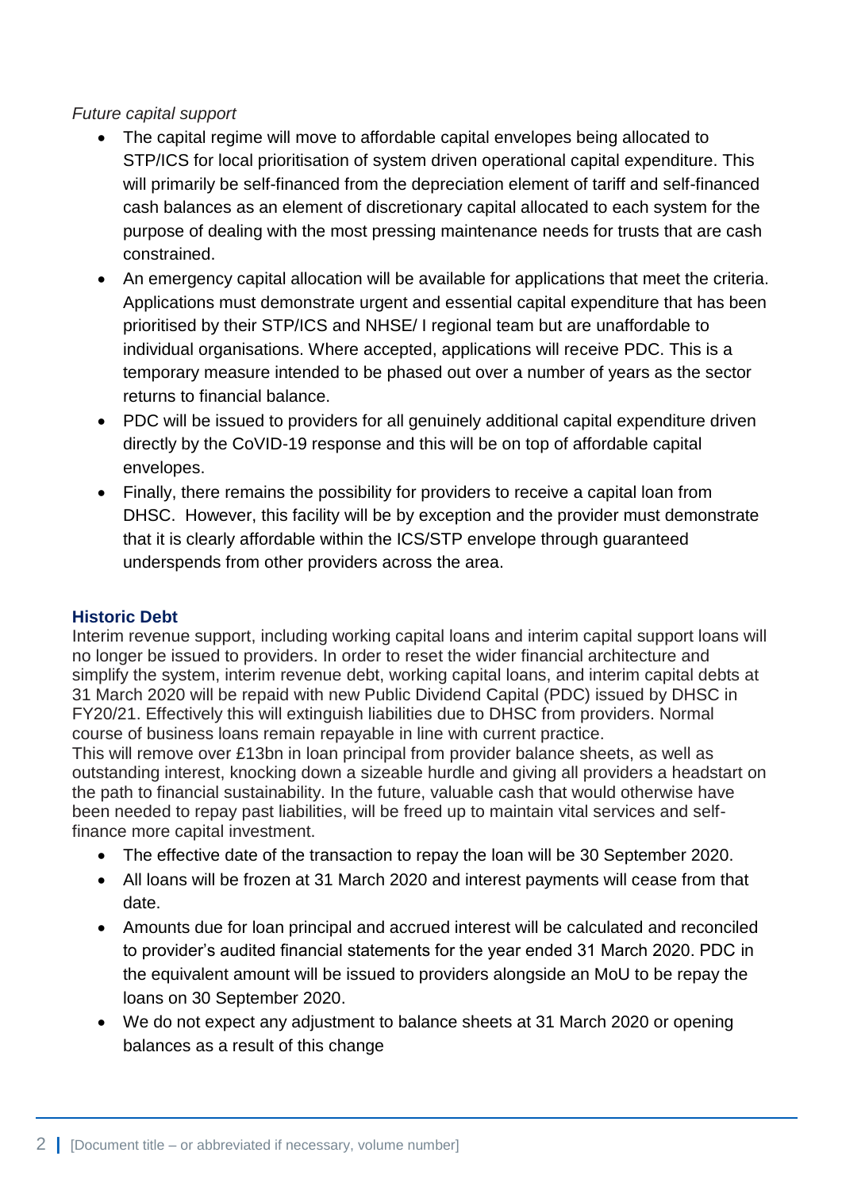*Future capital support*

- The capital regime will move to affordable capital envelopes being allocated to STP/ICS for local prioritisation of system driven operational capital expenditure. This will primarily be self-financed from the depreciation element of tariff and self-financed cash balances as an element of discretionary capital allocated to each system for the purpose of dealing with the most pressing maintenance needs for trusts that are cash constrained.
- An emergency capital allocation will be available for applications that meet the criteria. Applications must demonstrate urgent and essential capital expenditure that has been prioritised by their STP/ICS and NHSE/ I regional team but are unaffordable to individual organisations. Where accepted, applications will receive PDC. This is a temporary measure intended to be phased out over a number of years as the sector returns to financial balance.
- PDC will be issued to providers for all genuinely additional capital expenditure driven directly by the CoVID-19 response and this will be on top of affordable capital envelopes.
- Finally, there remains the possibility for providers to receive a capital loan from DHSC. However, this facility will be by exception and the provider must demonstrate that it is clearly affordable within the ICS/STP envelope through guaranteed underspends from other providers across the area.

## Historic Debt

Interim revenue support, including working capital loans and interim capital support loans will no longer be issued to providers. In order to reset the wider financial architecture and simplify the system, interim revenue debt, working capital loans, and interim capital debts at 31 March 2020 will be repaid with new Public Dividend Capital (PDC) issued by DHSC in FY20/21. Effectively this will extinguish liabilities due to DHSC from providers. Normal course of business loans remain repayable in line with current practice.

This will remove over £13bn in loan principal from provider balance sheets, as well as outstanding interest, knocking down a sizeable hurdle and giving all providers a headstart on the path to financial sustainability. In the future, valuable cash that would otherwise have been needed to repay past liabilities, will be freed up to maintain vital services and self-finance more capital investment.

- The effective date of the transaction to repay the loan will be 30 September 2020.
- All loans will be frozen at 31 March 2020 and interest payments will cease from that date.
- Amounts due for loan principal and accrued interest will be calculated and reconciled to provider's audited financial statements for the year ended 31 March 2020. PDC in the equivalent amount will be issued to providers alongside an MoU to be repay the loans on 30 September 2020.
- We do not expect any adjustment to balance sheets at 31 March 2020 or opening balances as a result of this change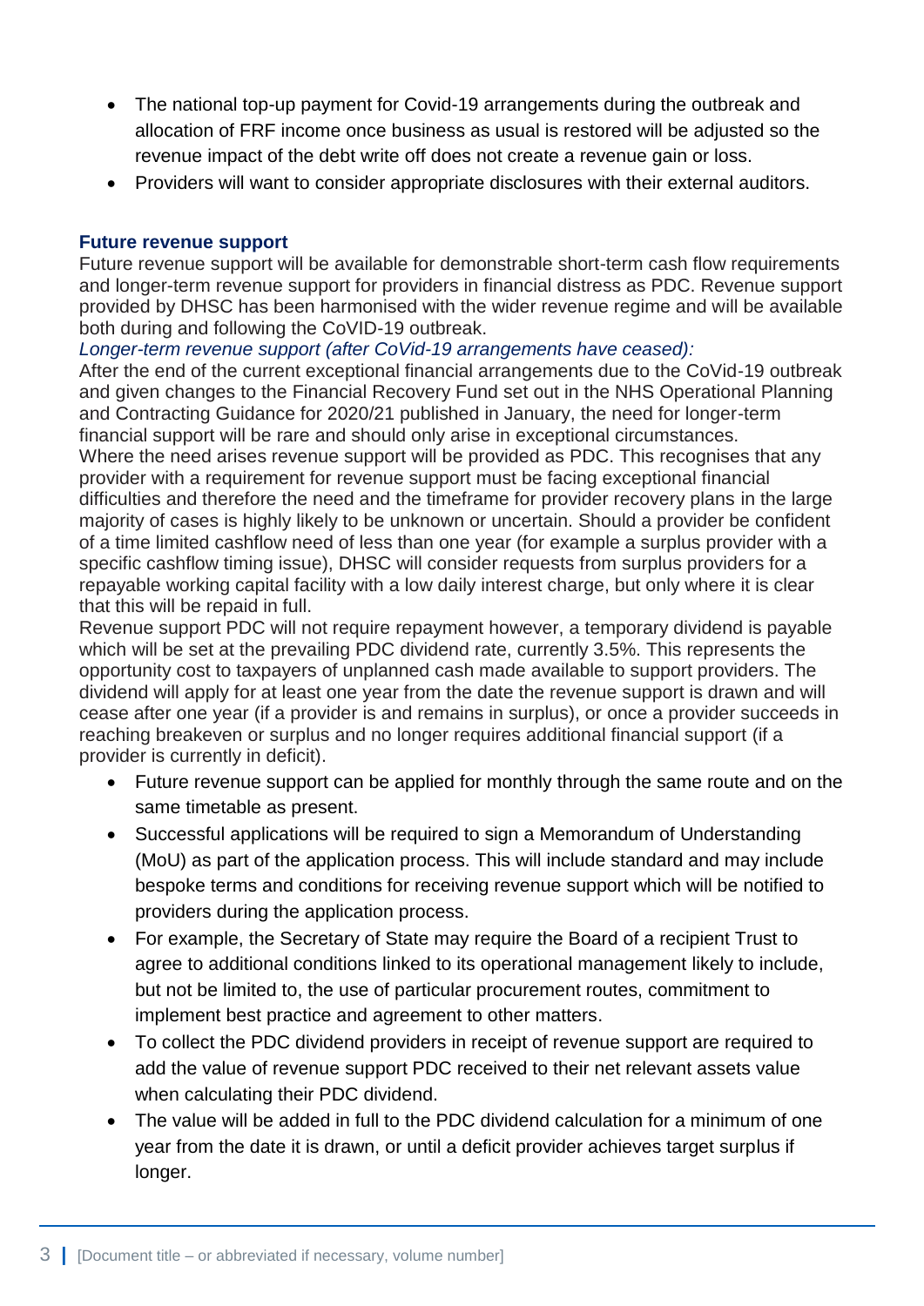- The national top-up payment for Covid-19 arrangements during the outbreak and allocation of FRF income once business as usual is restored will be adjusted so the revenue impact of the debt write off does not create a revenue gain or loss.
- Providers will want to consider appropriate disclosures with their external auditors.

### Future revenue support

Future revenue support will be available for demonstrable short-term cash flow requirements and longer-term revenue support for providers in financial distress as PDC. Revenue support provided by DHSC has been harmonised with the wider revenue regime and will be available both during and following the CoVID-19 outbreak.

*Longer-term revenue support (after CoVid-19 arrangements have ceased):*

After the end of the current exceptional financial arrangements due to the CoVid-19 outbreak and given changes to the Financial Recovery Fund set out in the NHS Operational Planning and Contracting Guidance for 2020/21 published in January, the need for longer-term financial support will be rare and should only arise in exceptional circumstances.

Where the need arises revenue support will be provided as PDC. This recognises that any provider with a requirement for revenue support must be facing exceptional financial difficulties and therefore the need and the timeframe for provider recovery plans in the large majority of cases is highly likely to be unknown or uncertain. Should a provider be confident of a time limited cashflow need of less than one year (for example a surplus provider with a specific cashflow timing issue), DHSC will consider requests from surplus providers for a repayable working capital facility with a low daily interest charge, but only where it is clear that this will be repaid in full.

Revenue support PDC will not require repayment however, a temporary dividend is payable which will be set at the prevailing PDC dividend rate, currently 3.5%. This represents the opportunity cost to taxpayers of unplanned cash made available to support providers. The dividend will apply for at least one year from the date the revenue support is drawn and will cease after one year (if a provider is and remains in surplus), or once a provider succeeds in reaching breakeven or surplus and no longer requires additional financial support (if a provider is currently in deficit).

- Future revenue support can be applied for monthly through the same route and on the same timetable as present.
- Successful applications will be required to sign a Memorandum of Understanding (MoU) as part of the application process. This will include standard and may include bespoke terms and conditions for receiving revenue support which will be notified to providers during the application process.
- For example, the Secretary of State may require the Board of a recipient Trust to agree to additional conditions linked to its operational management likely to include, but not be limited to, the use of particular procurement routes, commitment to implement best practice and agreement to other matters.
- To collect the PDC dividend providers in receipt of revenue support are required to add the value of revenue support PDC received to their net relevant assets value when calculating their PDC dividend.
- The value will be added in full to the PDC dividend calculation for a minimum of one year from the date it is drawn, or until a deficit provider achieves target surplus if longer.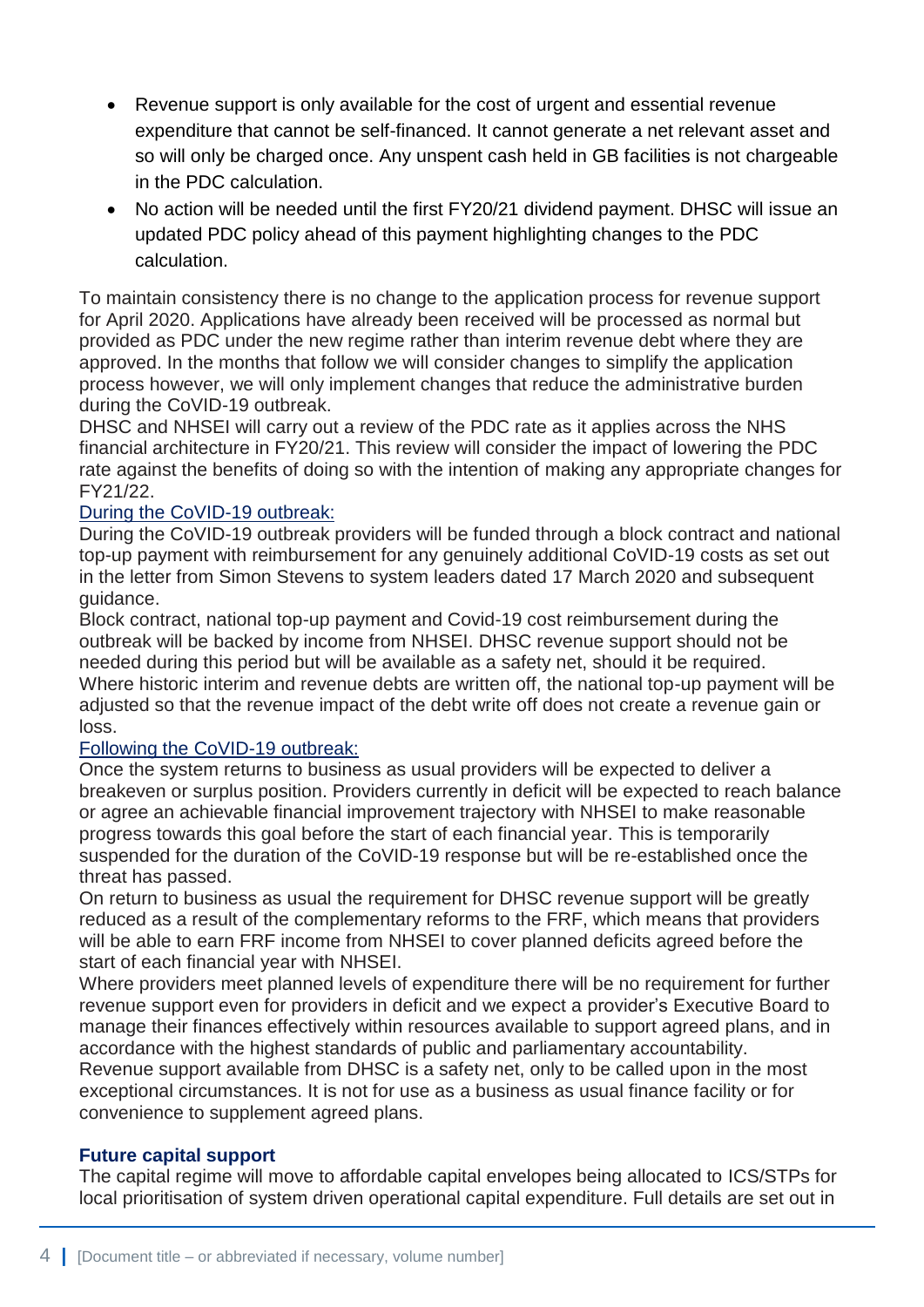- Revenue support is only available for the cost of urgent and essential revenue expenditure that cannot be self-financed. It cannot generate a net relevant asset and so will only be charged once. Any unspent cash held in GB facilities is not chargeable in the PDC calculation.
- No action will be needed until the first FY20/21 dividend payment. DHSC will issue an updated PDC policy ahead of this payment highlighting changes to the PDC calculation.

To maintain consistency there is no change to the application process for revenue support for April 2020. Applications have already been received will be processed as normal but provided as PDC under the new regime rather than interim revenue debt where they are approved. In the months that follow we will consider changes to simplify the application process however, we will only implement changes that reduce the administrative burden during the CoVID-19 outbreak.

DHSC and NHSEI will carry out a review of the PDC rate as it applies across the NHS financial architecture in FY20/21. This review will consider the impact of lowering the PDC rate against the benefits of doing so with the intention of making any appropriate changes for FY21/22.

<u>During the CoVID-19 outbreak:</u>

During the CoVID-19 outbreak providers will be funded through a block contract and national top-up payment with reimbursement for any genuinely additional CoVID-19 costs as set out in the letter from Simon Stevens to system leaders dated 17 March 2020 and subsequent guidance.

Block contract, national top-up payment and Covid-19 cost reimbursement during the outbreak will be backed by income from NHSEI. DHSC revenue support should not be needed during this period but will be available as a safety net, should it be required.

Where historic interim and revenue debts are written off, the national top-up payment will be adjusted so that the revenue impact of the debt write off does not create a revenue gain or loss.

<u>Following the CoVID-19 outbreak:</u>

Once the system returns to business as usual providers will be expected to deliver a breakeven or surplus position. Providers currently in deficit will be expected to reach balance or agree an achievable financial improvement trajectory with NHSEI to make reasonable progress towards this goal before the start of each financial year. This is temporarily suspended for the duration of the CoVID-19 response but will be re-established once the threat has passed.

On return to business as usual the requirement for DHSC revenue support will be greatly reduced as a result of the complementary reforms to the FRF, which means that providers will be able to earn FRF income from NHSEI to cover planned deficits agreed before the start of each financial year with NHSEI.

Where providers meet planned levels of expenditure there will be no requirement for further revenue support even for providers in deficit and we expect a provider's Executive Board to manage their finances effectively within resources available to support agreed plans, and in accordance with the highest standards of public and parliamentary accountability.

Revenue support available from DHSC is a safety net, only to be called upon in the most exceptional circumstances. It is not for use as a business as usual finance facility or for convenience to supplement agreed plans.

### Future capital support

The capital regime will move to affordable capital envelopes being allocated to ICS/STPs for local prioritisation of system driven operational capital expenditure. Full details are set out in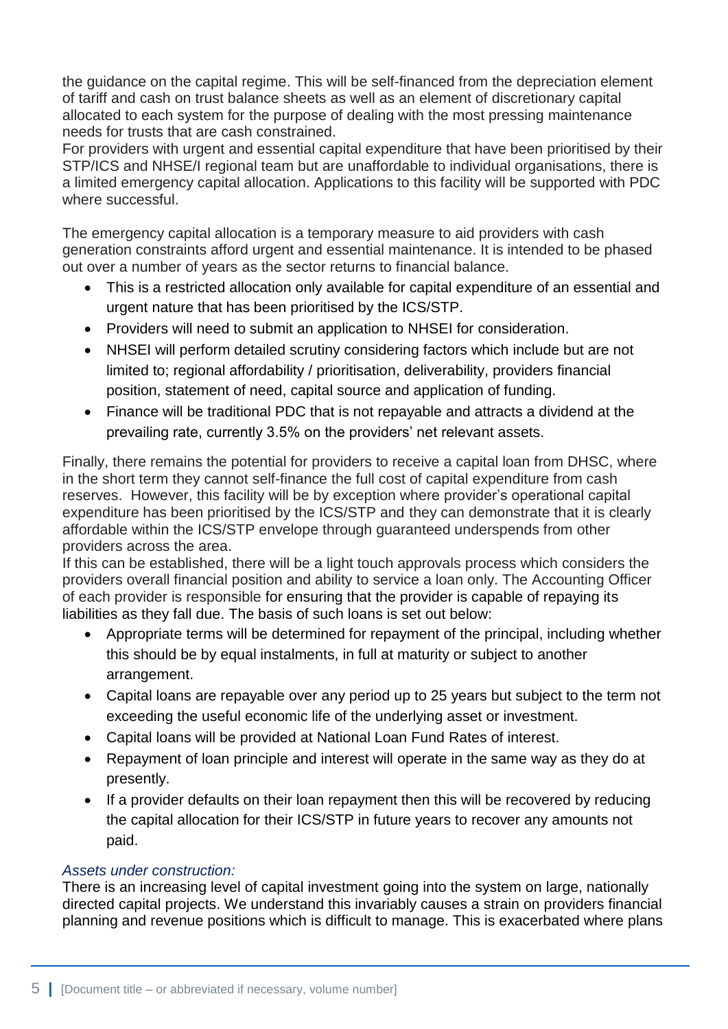the guidance on the capital regime. This will be self-financed from the depreciation element of tariff and cash on trust balance sheets as well as an element of discretionary capital allocated to each system for the purpose of dealing with the most pressing maintenance needs for trusts that are cash constrained.
For providers with urgent and essential capital expenditure that have been prioritised by their STP/ICS and NHSE/I regional team but are unaffordable to individual organisations, there is a limited emergency capital allocation. Applications to this facility will be supported with PDC where successful.

The emergency capital allocation is a temporary measure to aid providers with cash generation constraints afford urgent and essential maintenance. It is intended to be phased out over a number of years as the sector returns to financial balance.

- This is a restricted allocation only available for capital expenditure of an essential and urgent nature that has been prioritised by the ICS/STP.
- Providers will need to submit an application to NHSEI for consideration.
- NHSEI will perform detailed scrutiny considering factors which include but are not limited to; regional affordability / prioritisation, deliverability, providers financial position, statement of need, capital source and application of funding.
- Finance will be traditional PDC that is not repayable and attracts a dividend at the prevailing rate, currently 3.5% on the providers' net relevant assets.

Finally, there remains the potential for providers to receive a capital loan from DHSC, where in the short term they cannot self-finance the full cost of capital expenditure from cash reserves. However, this facility will be by exception where provider's operational capital expenditure has been prioritised by the ICS/STP and they can demonstrate that it is clearly affordable within the ICS/STP envelope through guaranteed underspends from other providers across the area.
If this can be established, there will be a light touch approvals process which considers the providers overall financial position and ability to service a loan only. The Accounting Officer of each provider is responsible for ensuring that the provider is capable of repaying its liabilities as they fall due. The basis of such loans is set out below:

- Appropriate terms will be determined for repayment of the principal, including whether this should be by equal instalments, in full at maturity or subject to another arrangement.
- Capital loans are repayable over any period up to 25 years but subject to the term not exceeding the useful economic life of the underlying asset or investment.
- Capital loans will be provided at National Loan Fund Rates of interest.
- Repayment of loan principle and interest will operate in the same way as they do at presently.
- If a provider defaults on their loan repayment then this will be recovered by reducing the capital allocation for their ICS/STP in future years to recover any amounts not paid.

*Assets under construction:*
There is an increasing level of capital investment going into the system on large, nationally directed capital projects. We understand this invariably causes a strain on providers financial planning and revenue positions which is difficult to manage. This is exacerbated where plans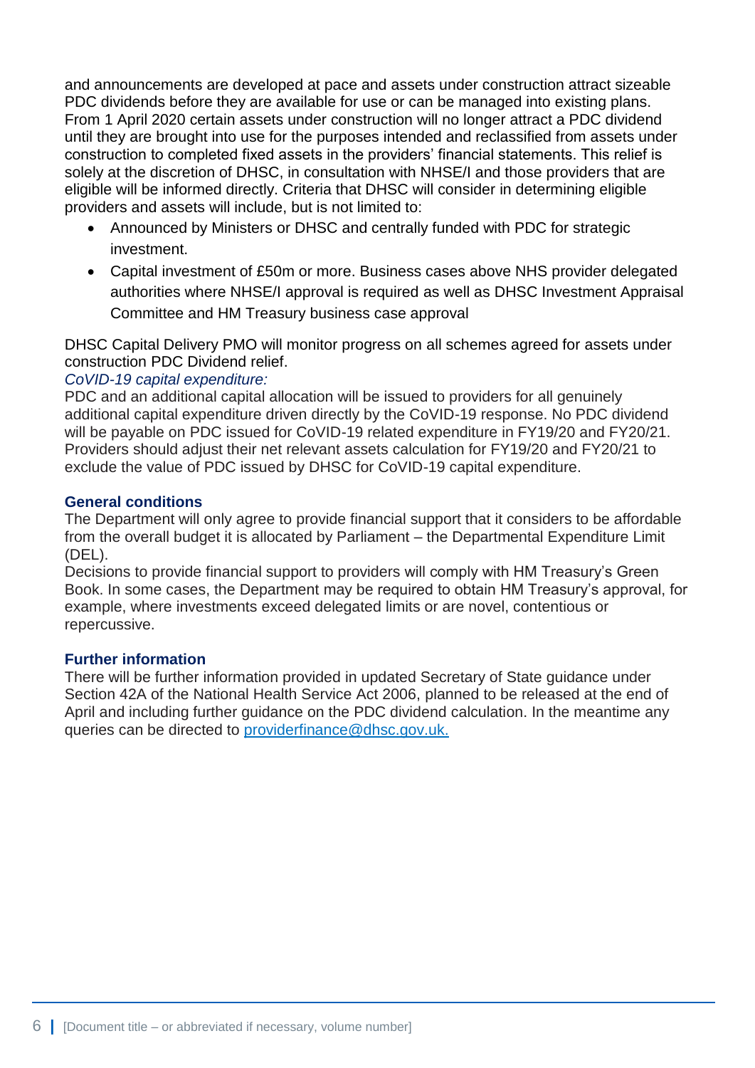and announcements are developed at pace and assets under construction attract sizeable PDC dividends before they are available for use or can be managed into existing plans. From 1 April 2020 certain assets under construction will no longer attract a PDC dividend until they are brought into use for the purposes intended and reclassified from assets under construction to completed fixed assets in the providers' financial statements. This relief is solely at the discretion of DHSC, in consultation with NHSE/I and those providers that are eligible will be informed directly. Criteria that DHSC will consider in determining eligible providers and assets will include, but is not limited to:

- Announced by Ministers or DHSC and centrally funded with PDC for strategic investment.
- Capital investment of £50m or more. Business cases above NHS provider delegated authorities where NHSE/I approval is required as well as DHSC Investment Appraisal Committee and HM Treasury business case approval

DHSC Capital Delivery PMO will monitor progress on all schemes agreed for assets under construction PDC Dividend relief.

*CoVID-19 capital expenditure:*

PDC and an additional capital allocation will be issued to providers for all genuinely additional capital expenditure driven directly by the CoVID-19 response. No PDC dividend will be payable on PDC issued for CoVID-19 related expenditure in FY19/20 and FY20/21. Providers should adjust their net relevant assets calculation for FY19/20 and FY20/21 to exclude the value of PDC issued by DHSC for CoVID-19 capital expenditure.

**General conditions**

The Department will only agree to provide financial support that it considers to be affordable from the overall budget it is allocated by Parliament – the Departmental Expenditure Limit (DEL).

Decisions to provide financial support to providers will comply with HM Treasury's Green Book. In some cases, the Department may be required to obtain HM Treasury's approval, for example, where investments exceed delegated limits or are novel, contentious or repercussive.

**Further information**

There will be further information provided in updated Secretary of State guidance under Section 42A of the National Health Service Act 2006, planned to be released at the end of April and including further guidance on the PDC dividend calculation. In the meantime any queries can be directed to providerfinance@dhsc.gov.uk.